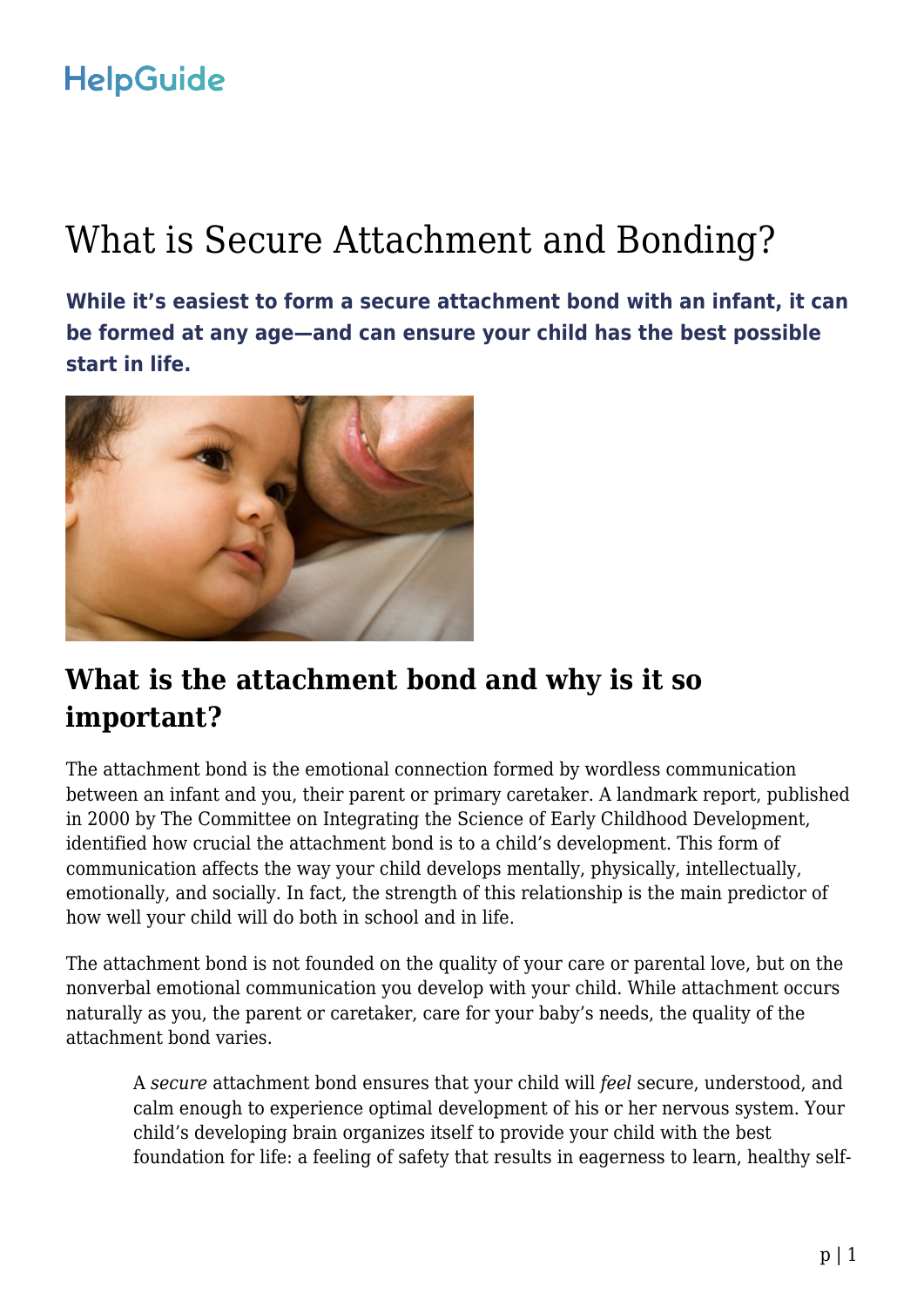HelpGuide

# What is Secure Attachment and Bonding?

**While it's easiest to form a secure attachment bond with an infant, it can be formed at any age—and can ensure your child has the best possible start in life.**

## What is the attachment bond and why is it so important?

The attachment bond is the emotional connection formed by wordless communication between an infant and you, their parent or primary caretaker. A landmark report, published in 2000 by The Committee on Integrating the Science of Early Childhood Development, identified how crucial the attachment bond is to a child's development. This form of communication affects the way your child develops mentally, physically, intellectually, emotionally, and socially. In fact, the strength of this relationship is the main predictor of how well your child will do both in school and in life.

The attachment bond is not founded on the quality of your care or parental love, but on the nonverbal emotional communication you develop with your child. While attachment occurs naturally as you, the parent or caretaker, care for your baby's needs, the quality of the attachment bond varies.

> A *secure* attachment bond ensures that your child will *feel* secure, understood, and calm enough to experience optimal development of his or her nervous system. Your child's developing brain organizes itself to provide your child with the best foundation for life: a feeling of safety that results in eagerness to learn, healthy self-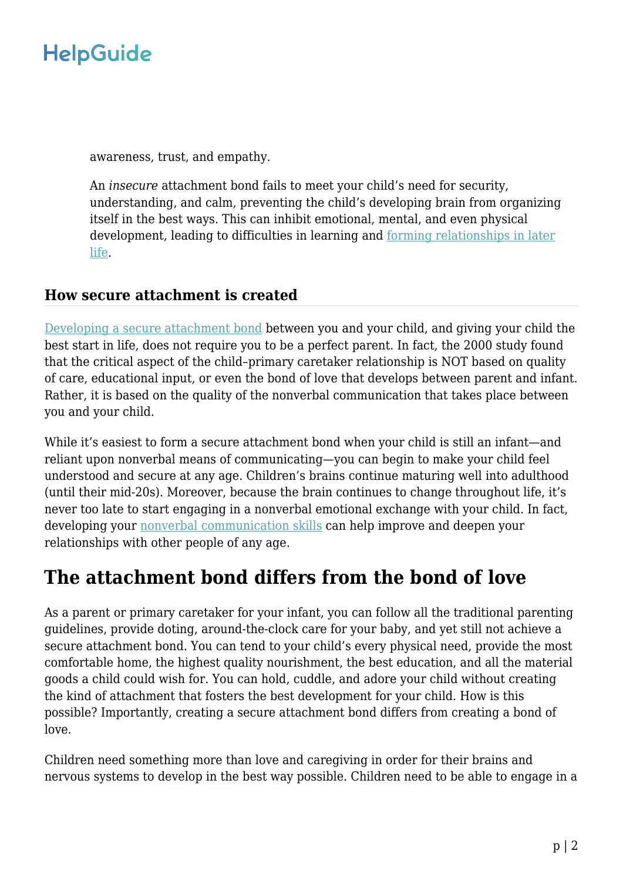awareness, trust, and empathy.

An *insecure* attachment bond fails to meet your child's need for security, understanding, and calm, preventing the child's developing brain from organizing itself in the best ways. This can inhibit emotional, mental, and even physical development, leading to difficulties in learning and forming relationships in later life.

### How secure attachment is created

Developing a secure attachment bond between you and your child, and giving your child the best start in life, does not require you to be a perfect parent. In fact, the 2000 study found that the critical aspect of the child–primary caretaker relationship is NOT based on quality of care, educational input, or even the bond of love that develops between parent and infant. Rather, it is based on the quality of the nonverbal communication that takes place between you and your child.

While it's easiest to form a secure attachment bond when your child is still an infant—and reliant upon nonverbal means of communicating—you can begin to make your child feel understood and secure at any age. Children's brains continue maturing well into adulthood (until their mid-20s). Moreover, because the brain continues to change throughout life, it's never too late to start engaging in a nonverbal emotional exchange with your child. In fact, developing your nonverbal communication skills can help improve and deepen your relationships with other people of any age.

## The attachment bond differs from the bond of love

As a parent or primary caretaker for your infant, you can follow all the traditional parenting guidelines, provide doting, around-the-clock care for your baby, and yet still not achieve a secure attachment bond. You can tend to your child's every physical need, provide the most comfortable home, the highest quality nourishment, the best education, and all the material goods a child could wish for. You can hold, cuddle, and adore your child without creating the kind of attachment that fosters the best development for your child. How is this possible? Importantly, creating a secure attachment bond differs from creating a bond of love.

Children need something more than love and caregiving in order for their brains and nervous systems to develop in the best way possible. Children need to be able to engage in a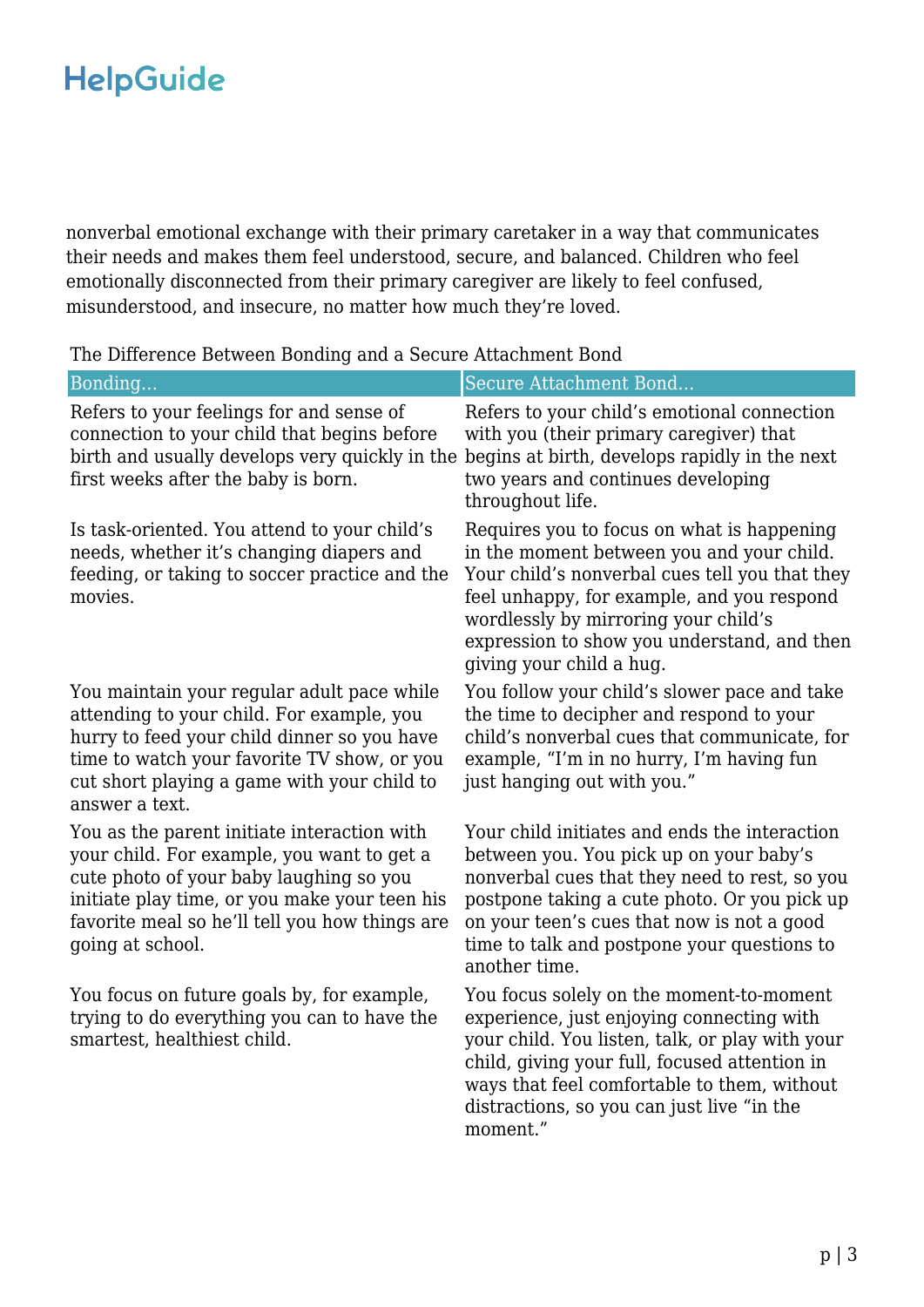nonverbal emotional exchange with their primary caretaker in a way that communicates their needs and makes them feel understood, secure, and balanced. Children who feel emotionally disconnected from their primary caregiver are likely to feel confused, misunderstood, and insecure, no matter how much they're loved.

The Difference Between Bonding and a Secure Attachment Bond

| Bonding… | Secure Attachment Bond… |
| --- | --- |
| Refers to your feelings for and sense of connection to your child that begins before birth and usually develops very quickly in the first weeks after the baby is born. | Refers to your child's emotional connection with you (their primary caregiver) that begins at birth, develops rapidly in the next two years and continues developing throughout life. |
| Is task-oriented. You attend to your child's needs, whether it's changing diapers and feeding, or taking to soccer practice and the movies. | Requires you to focus on what is happening in the moment between you and your child. Your child's nonverbal cues tell you that they feel unhappy, for example, and you respond wordlessly by mirroring your child's expression to show you understand, and then giving your child a hug. |
| You maintain your regular adult pace while attending to your child. For example, you hurry to feed your child dinner so you have time to watch your favorite TV show, or you cut short playing a game with your child to answer a text. | You follow your child's slower pace and take the time to decipher and respond to your child's nonverbal cues that communicate, for example, "I'm in no hurry, I'm having fun just hanging out with you." |
| You as the parent initiate interaction with your child. For example, you want to get a cute photo of your baby laughing so you initiate play time, or you make your teen his favorite meal so he'll tell you how things are going at school. | Your child initiates and ends the interaction between you. You pick up on your baby's nonverbal cues that they need to rest, so you postpone taking a cute photo. Or you pick up on your teen's cues that now is not a good time to talk and postpone your questions to another time. |
| You focus on future goals by, for example, trying to do everything you can to have the smartest, healthiest child. | You focus solely on the moment-to-moment experience, just enjoying connecting with your child. You listen, talk, or play with your child, giving your full, focused attention in ways that feel comfortable to them, without distractions, so you can just live "in the moment." |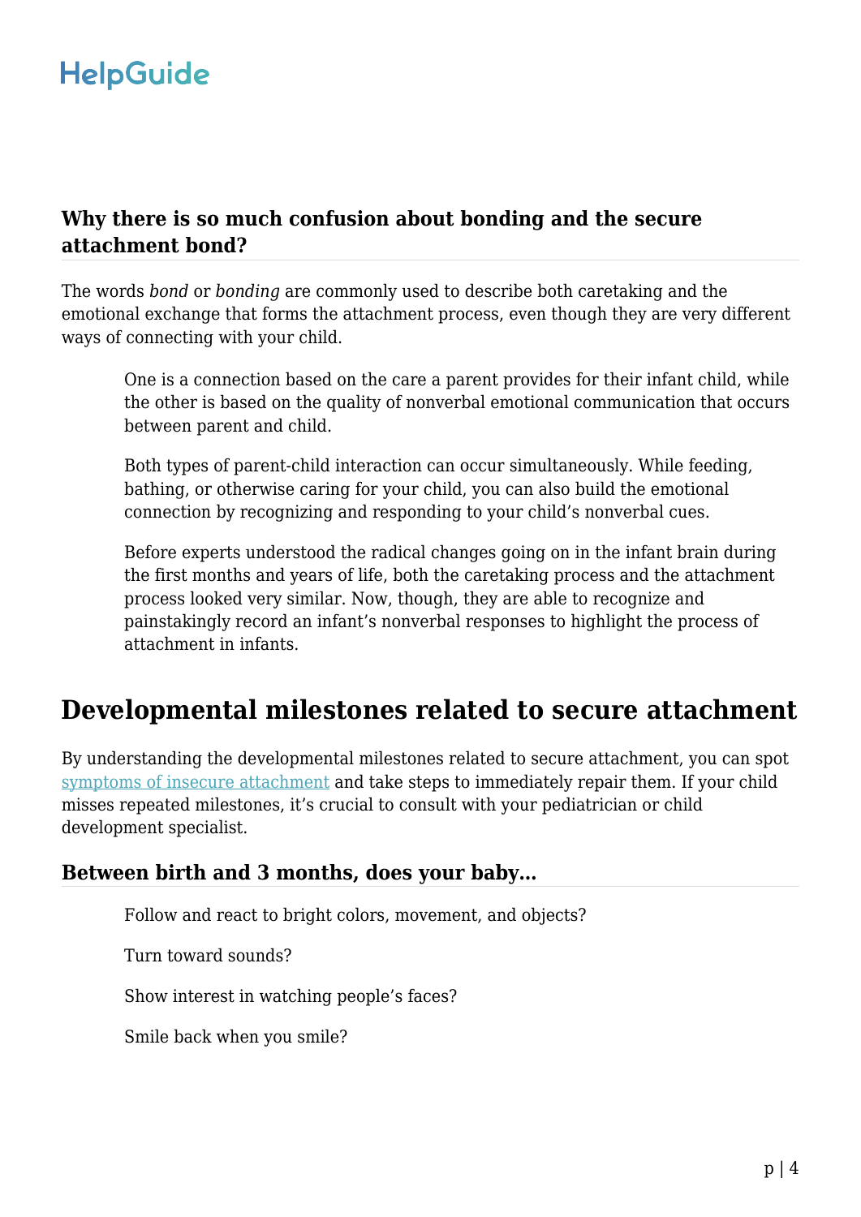### Why there is so much confusion about bonding and the secure attachment bond?

The words *bond* or *bonding* are commonly used to describe both caretaking and the emotional exchange that forms the attachment process, even though they are very different ways of connecting with your child.

> One is a connection based on the care a parent provides for their infant child, while the other is based on the quality of nonverbal emotional communication that occurs between parent and child.
>
> Both types of parent-child interaction can occur simultaneously. While feeding, bathing, or otherwise caring for your child, you can also build the emotional connection by recognizing and responding to your child's nonverbal cues.
>
> Before experts understood the radical changes going on in the infant brain during the first months and years of life, both the caretaking process and the attachment process looked very similar. Now, though, they are able to recognize and painstakingly record an infant's nonverbal responses to highlight the process of attachment in infants.

## Developmental milestones related to secure attachment

By understanding the developmental milestones related to secure attachment, you can spot symptoms of insecure attachment and take steps to immediately repair them. If your child misses repeated milestones, it's crucial to consult with your pediatrician or child development specialist.

### Between birth and 3 months, does your baby…

> Follow and react to bright colors, movement, and objects?
>
> Turn toward sounds?
>
> Show interest in watching people's faces?
>
> Smile back when you smile?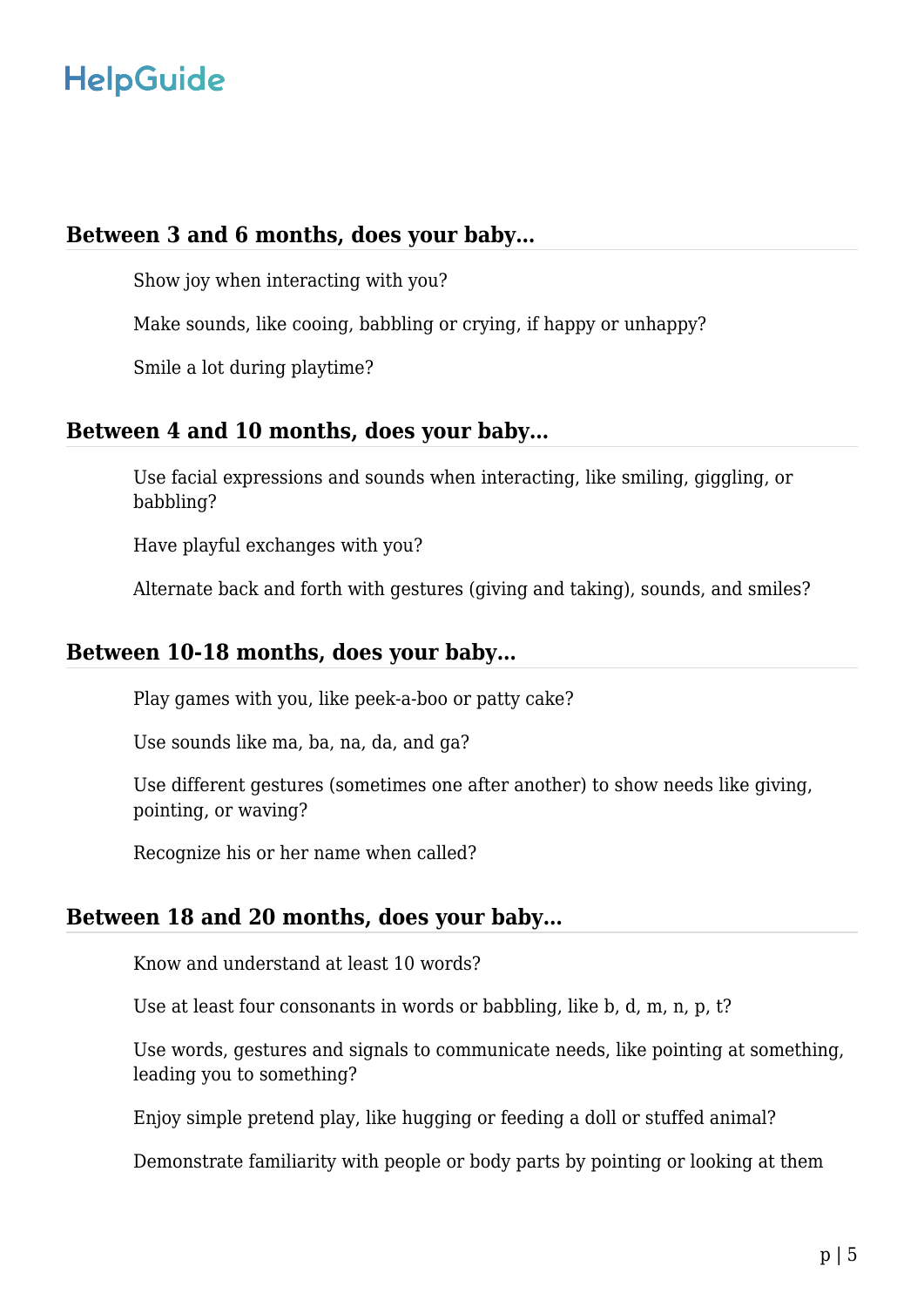### Between 3 and 6 months, does your baby...

Show joy when interacting with you?

Make sounds, like cooing, babbling or crying, if happy or unhappy?

Smile a lot during playtime?

### Between 4 and 10 months, does your baby...

Use facial expressions and sounds when interacting, like smiling, giggling, or babbling?

Have playful exchanges with you?

Alternate back and forth with gestures (giving and taking), sounds, and smiles?

### Between 10-18 months, does your baby...

Play games with you, like peek-a-boo or patty cake?

Use sounds like ma, ba, na, da, and ga?

Use different gestures (sometimes one after another) to show needs like giving, pointing, or waving?

Recognize his or her name when called?

### Between 18 and 20 months, does your baby...

Know and understand at least 10 words?

Use at least four consonants in words or babbling, like b, d, m, n, p, t?

Use words, gestures and signals to communicate needs, like pointing at something, leading you to something?

Enjoy simple pretend play, like hugging or feeding a doll or stuffed animal?

Demonstrate familiarity with people or body parts by pointing or looking at them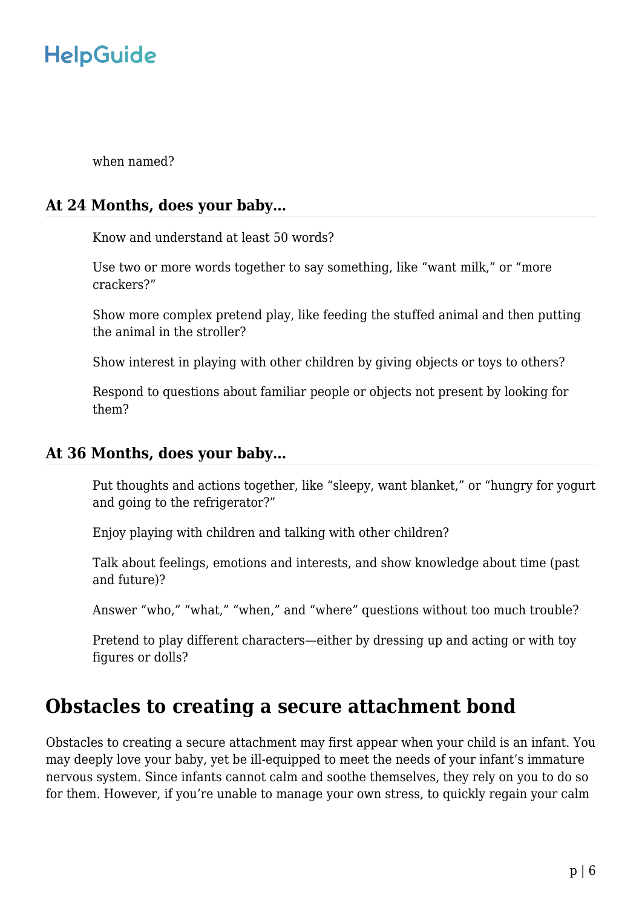when named?

### At 24 Months, does your baby…

Know and understand at least 50 words?

Use two or more words together to say something, like “want milk,” or “more crackers?”

Show more complex pretend play, like feeding the stuffed animal and then putting the animal in the stroller?

Show interest in playing with other children by giving objects or toys to others?

Respond to questions about familiar people or objects not present by looking for them?

### At 36 Months, does your baby…

Put thoughts and actions together, like “sleepy, want blanket,” or “hungry for yogurt and going to the refrigerator?”

Enjoy playing with children and talking with other children?

Talk about feelings, emotions and interests, and show knowledge about time (past and future)?

Answer “who,” “what,” “when,” and “where” questions without too much trouble?

Pretend to play different characters—either by dressing up and acting or with toy figures or dolls?

## Obstacles to creating a secure attachment bond

Obstacles to creating a secure attachment may first appear when your child is an infant. You may deeply love your baby, yet be ill-equipped to meet the needs of your infant’s immature nervous system. Since infants cannot calm and soothe themselves, they rely on you to do so for them. However, if you’re unable to manage your own stress, to quickly regain your calm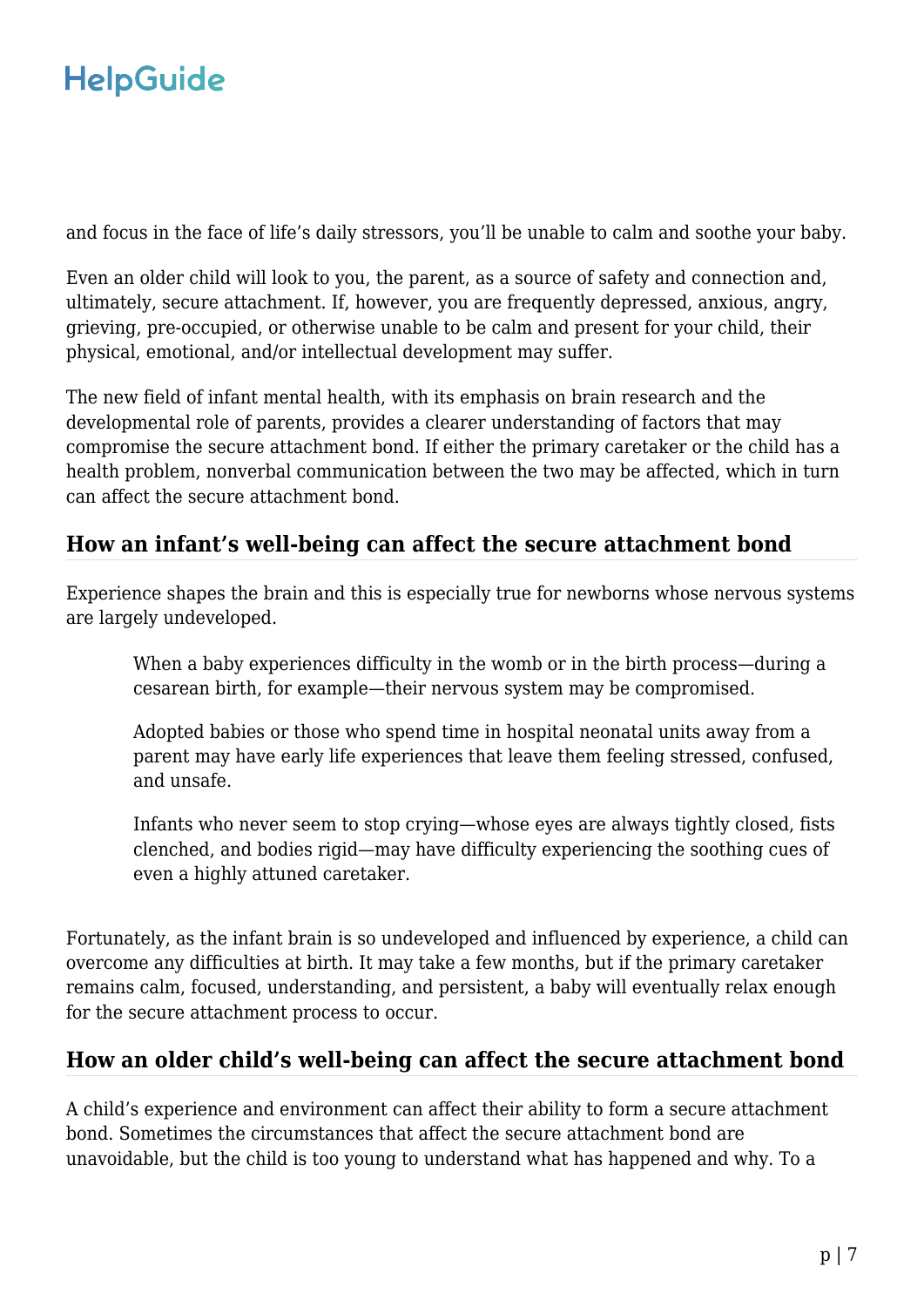and focus in the face of life's daily stressors, you'll be unable to calm and soothe your baby.

Even an older child will look to you, the parent, as a source of safety and connection and, ultimately, secure attachment. If, however, you are frequently depressed, anxious, angry, grieving, pre-occupied, or otherwise unable to be calm and present for your child, their physical, emotional, and/or intellectual development may suffer.

The new field of infant mental health, with its emphasis on brain research and the developmental role of parents, provides a clearer understanding of factors that may compromise the secure attachment bond. If either the primary caretaker or the child has a health problem, nonverbal communication between the two may be affected, which in turn can affect the secure attachment bond.

## How an infant's well-being can affect the secure attachment bond

Experience shapes the brain and this is especially true for newborns whose nervous systems are largely undeveloped.

> When a baby experiences difficulty in the womb or in the birth process—during a cesarean birth, for example—their nervous system may be compromised.
>
> Adopted babies or those who spend time in hospital neonatal units away from a parent may have early life experiences that leave them feeling stressed, confused, and unsafe.
>
> Infants who never seem to stop crying—whose eyes are always tightly closed, fists clenched, and bodies rigid—may have difficulty experiencing the soothing cues of even a highly attuned caretaker.

Fortunately, as the infant brain is so undeveloped and influenced by experience, a child can overcome any difficulties at birth. It may take a few months, but if the primary caretaker remains calm, focused, understanding, and persistent, a baby will eventually relax enough for the secure attachment process to occur.

## How an older child's well-being can affect the secure attachment bond

A child's experience and environment can affect their ability to form a secure attachment bond. Sometimes the circumstances that affect the secure attachment bond are unavoidable, but the child is too young to understand what has happened and why. To a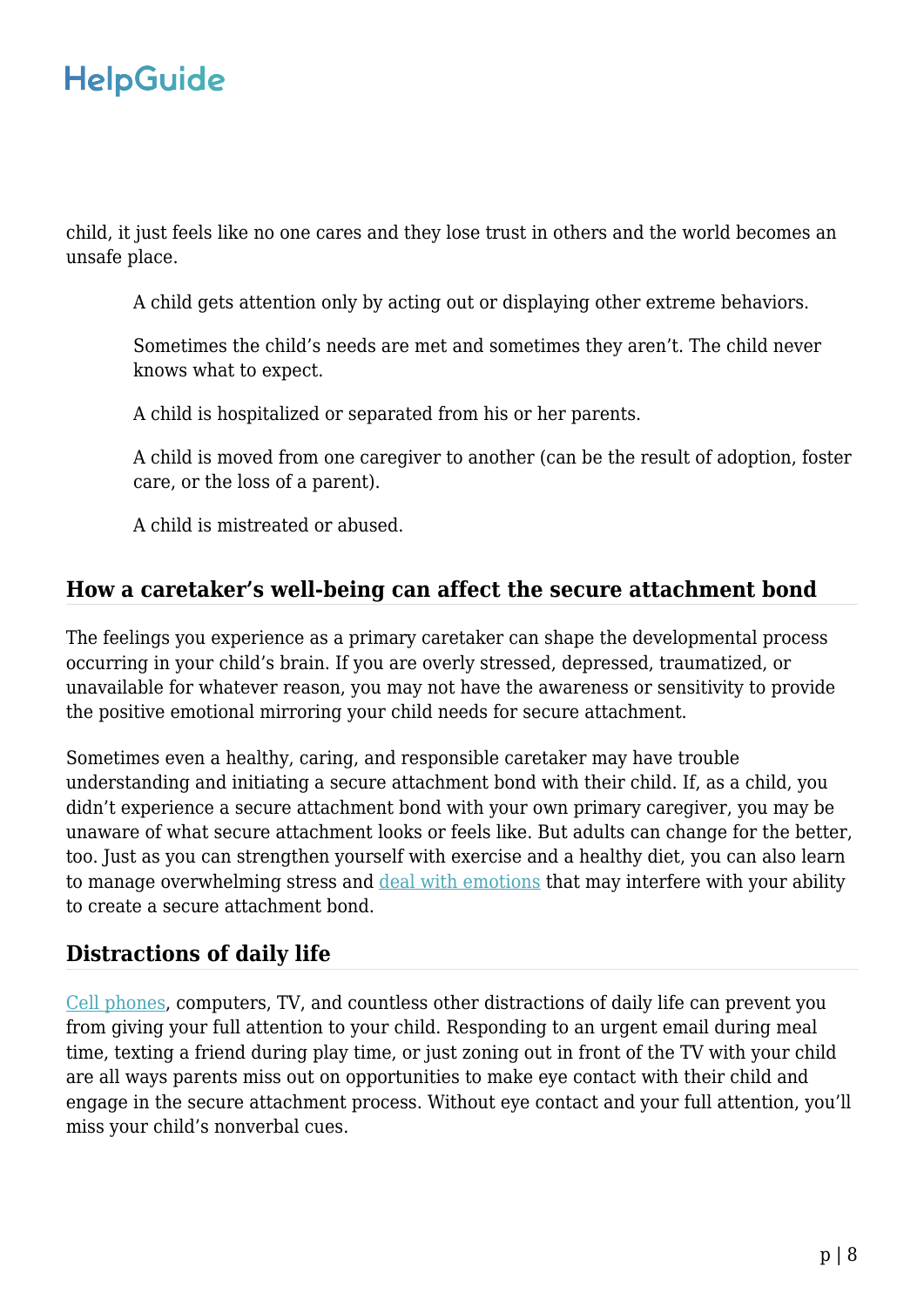child, it just feels like no one cares and they lose trust in others and the world becomes an unsafe place.

- A child gets attention only by acting out or displaying other extreme behaviors.
- Sometimes the child's needs are met and sometimes they aren't. The child never knows what to expect.
- A child is hospitalized or separated from his or her parents.
- A child is moved from one caregiver to another (can be the result of adoption, foster care, or the loss of a parent).
- A child is mistreated or abused.

## How a caretaker's well-being can affect the secure attachment bond

The feelings you experience as a primary caretaker can shape the developmental process occurring in your child's brain. If you are overly stressed, depressed, traumatized, or unavailable for whatever reason, you may not have the awareness or sensitivity to provide the positive emotional mirroring your child needs for secure attachment.

Sometimes even a healthy, caring, and responsible caretaker may have trouble understanding and initiating a secure attachment bond with their child. If, as a child, you didn't experience a secure attachment bond with your own primary caregiver, you may be unaware of what secure attachment looks or feels like. But adults can change for the better, too. Just as you can strengthen yourself with exercise and a healthy diet, you can also learn to manage overwhelming stress and deal with emotions that may interfere with your ability to create a secure attachment bond.

## Distractions of daily life

Cell phones, computers, TV, and countless other distractions of daily life can prevent you from giving your full attention to your child. Responding to an urgent email during meal time, texting a friend during play time, or just zoning out in front of the TV with your child are all ways parents miss out on opportunities to make eye contact with their child and engage in the secure attachment process. Without eye contact and your full attention, you'll miss your child's nonverbal cues.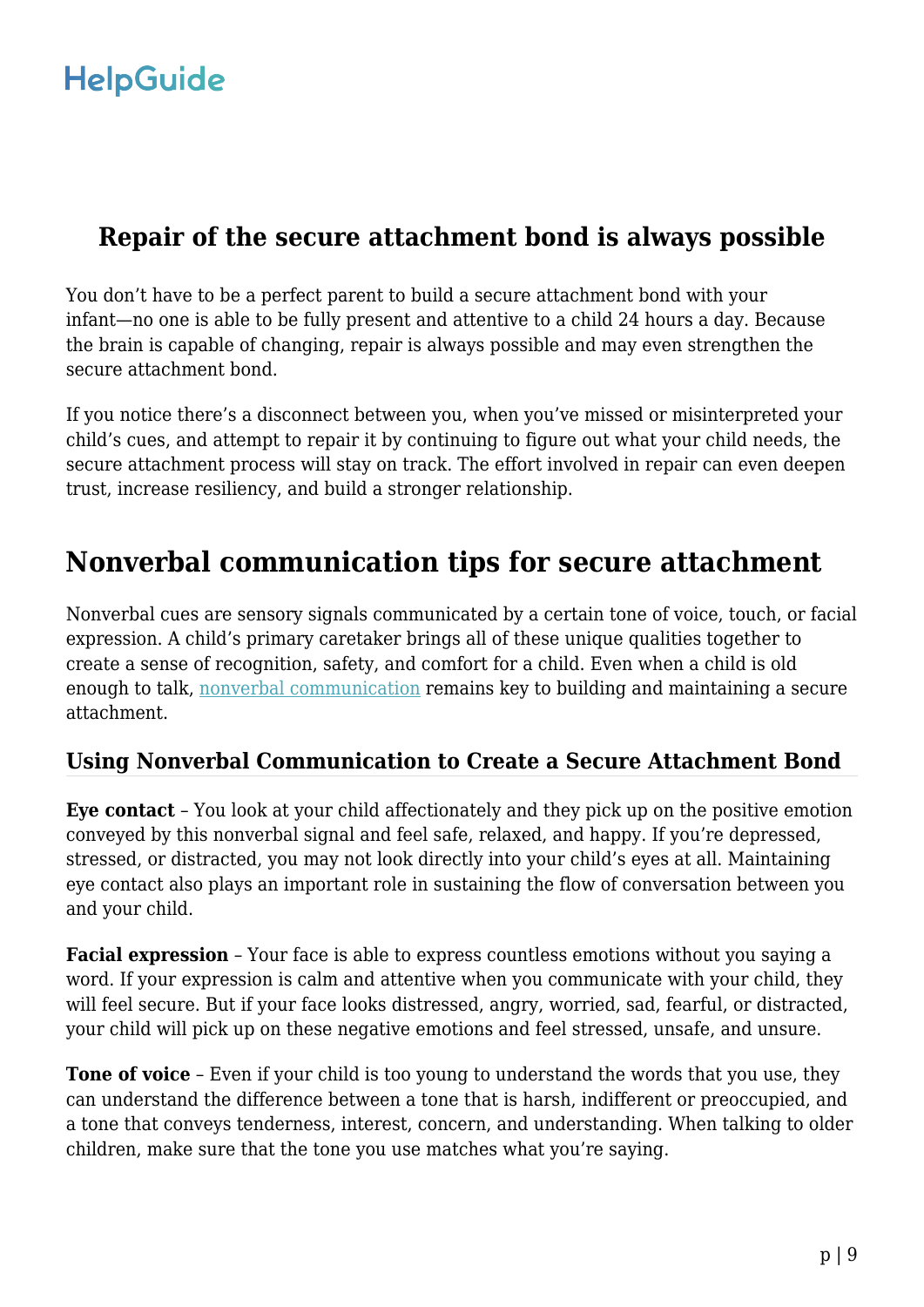## Repair of the secure attachment bond is always possible

You don't have to be a perfect parent to build a secure attachment bond with your infant—no one is able to be fully present and attentive to a child 24 hours a day. Because the brain is capable of changing, repair is always possible and may even strengthen the secure attachment bond.

If you notice there's a disconnect between you, when you've missed or misinterpreted your child's cues, and attempt to repair it by continuing to figure out what your child needs, the secure attachment process will stay on track. The effort involved in repair can even deepen trust, increase resiliency, and build a stronger relationship.

# Nonverbal communication tips for secure attachment

Nonverbal cues are sensory signals communicated by a certain tone of voice, touch, or facial expression. A child's primary caretaker brings all of these unique qualities together to create a sense of recognition, safety, and comfort for a child. Even when a child is old enough to talk, nonverbal communication remains key to building and maintaining a secure attachment.

### Using Nonverbal Communication to Create a Secure Attachment Bond

**Eye contact** – You look at your child affectionately and they pick up on the positive emotion conveyed by this nonverbal signal and feel safe, relaxed, and happy. If you're depressed, stressed, or distracted, you may not look directly into your child's eyes at all. Maintaining eye contact also plays an important role in sustaining the flow of conversation between you and your child.

**Facial expression** – Your face is able to express countless emotions without you saying a word. If your expression is calm and attentive when you communicate with your child, they will feel secure. But if your face looks distressed, angry, worried, sad, fearful, or distracted, your child will pick up on these negative emotions and feel stressed, unsafe, and unsure.

**Tone of voice** – Even if your child is too young to understand the words that you use, they can understand the difference between a tone that is harsh, indifferent or preoccupied, and a tone that conveys tenderness, interest, concern, and understanding. When talking to older children, make sure that the tone you use matches what you're saying.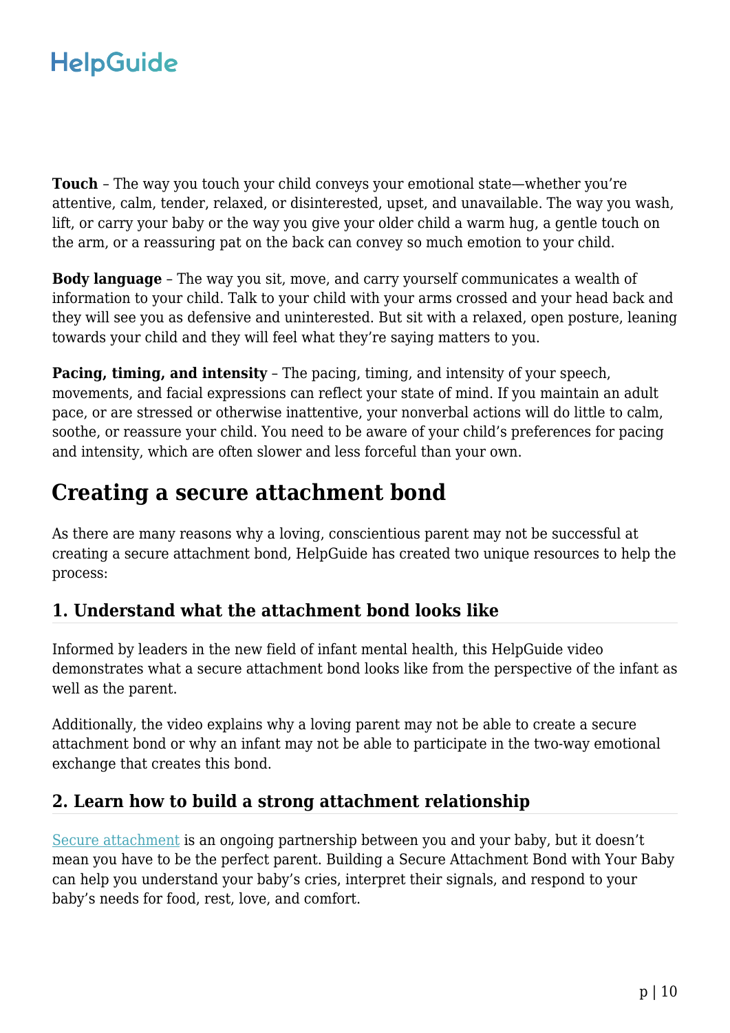**Touch** – The way you touch your child conveys your emotional state—whether you're attentive, calm, tender, relaxed, or disinterested, upset, and unavailable. The way you wash, lift, or carry your baby or the way you give your older child a warm hug, a gentle touch on the arm, or a reassuring pat on the back can convey so much emotion to your child.

**Body language** – The way you sit, move, and carry yourself communicates a wealth of information to your child. Talk to your child with your arms crossed and your head back and they will see you as defensive and uninterested. But sit with a relaxed, open posture, leaning towards your child and they will feel what they're saying matters to you.

**Pacing, timing, and intensity** – The pacing, timing, and intensity of your speech, movements, and facial expressions can reflect your state of mind. If you maintain an adult pace, or are stressed or otherwise inattentive, your nonverbal actions will do little to calm, soothe, or reassure your child. You need to be aware of your child's preferences for pacing and intensity, which are often slower and less forceful than your own.

## Creating a secure attachment bond

As there are many reasons why a loving, conscientious parent may not be successful at creating a secure attachment bond, HelpGuide has created two unique resources to help the process:

### 1. Understand what the attachment bond looks like

Informed by leaders in the new field of infant mental health, this HelpGuide video demonstrates what a secure attachment bond looks like from the perspective of the infant as well as the parent.

Additionally, the video explains why a loving parent may not be able to create a secure attachment bond or why an infant may not be able to participate in the two-way emotional exchange that creates this bond.

### 2. Learn how to build a strong attachment relationship

Secure attachment is an ongoing partnership between you and your baby, but it doesn't mean you have to be the perfect parent. Building a Secure Attachment Bond with Your Baby can help you understand your baby's cries, interpret their signals, and respond to your baby's needs for food, rest, love, and comfort.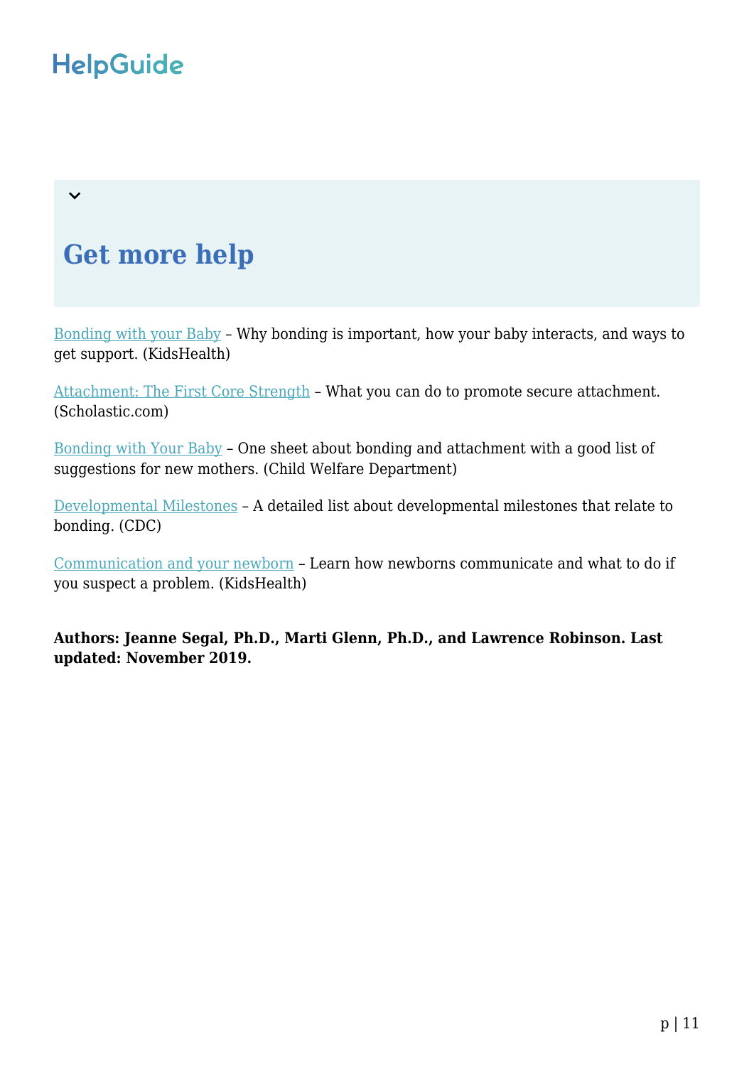## Get more help

Bonding with your Baby – Why bonding is important, how your baby interacts, and ways to get support. (KidsHealth)

Attachment: The First Core Strength – What you can do to promote secure attachment. (Scholastic.com)

Bonding with Your Baby – One sheet about bonding and attachment with a good list of suggestions for new mothers. (Child Welfare Department)

Developmental Milestones – A detailed list about developmental milestones that relate to bonding. (CDC)

Communication and your newborn – Learn how newborns communicate and what to do if you suspect a problem. (KidsHealth)

**Authors: Jeanne Segal, Ph.D., Marti Glenn, Ph.D., and Lawrence Robinson. Last updated: November 2019.**